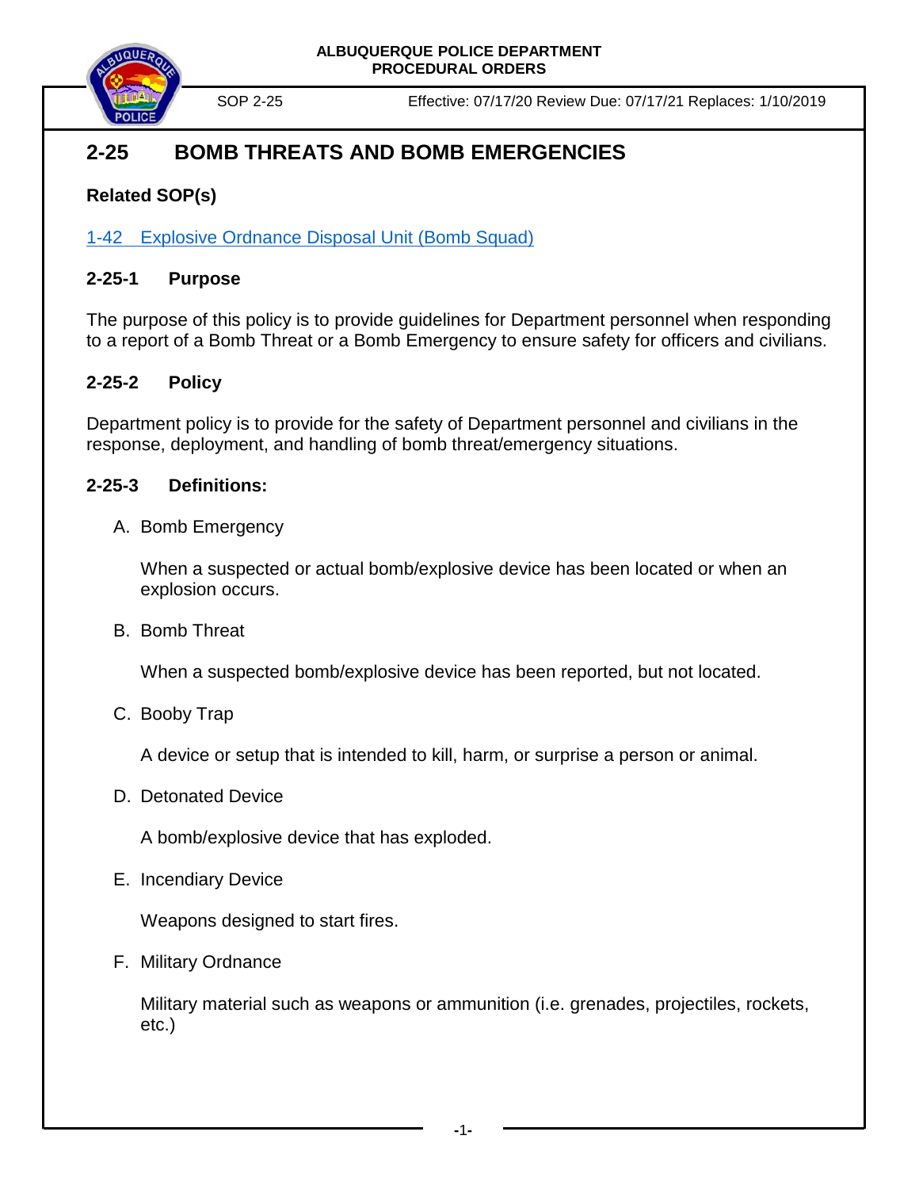**ALBUQUERQUE POLICE DEPARTMENT**
**PROCEDURAL ORDERS**

SOP 2-25 Effective: 07/17/20 Review Due: 07/17/21 Replaces: 1/10/2019

# 2-25 BOMB THREATS AND BOMB EMERGENCIES

**Related SOP(s)**

1-42 Explosive Ordnance Disposal Unit (Bomb Squad)

## 2-25-1 Purpose

The purpose of this policy is to provide guidelines for Department personnel when responding to a report of a Bomb Threat or a Bomb Emergency to ensure safety for officers and civilians.

## 2-25-2 Policy

Department policy is to provide for the safety of Department personnel and civilians in the response, deployment, and handling of bomb threat/emergency situations.

## 2-25-3 Definitions:

A. Bomb Emergency

   When a suspected or actual bomb/explosive device has been located or when an explosion occurs.

B. Bomb Threat

   When a suspected bomb/explosive device has been reported, but not located.

C. Booby Trap

   A device or setup that is intended to kill, harm, or surprise a person or animal.

D. Detonated Device

   A bomb/explosive device that has exploded.

E. Incendiary Device

   Weapons designed to start fires.

F. Military Ordnance

   Military material such as weapons or ammunition (i.e. grenades, projectiles, rockets, etc.)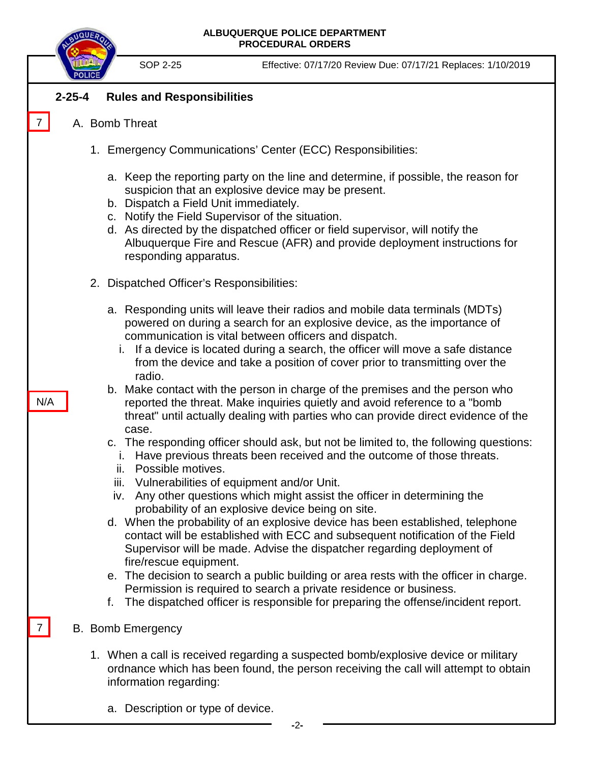## 2-25-4 Rules and Responsibilities

7

A. Bomb Threat

1. Emergency Communications' Center (ECC) Responsibilities:

   a. Keep the reporting party on the line and determine, if possible, the reason for suspicion that an explosive device may be present.
   b. Dispatch a Field Unit immediately.
   c. Notify the Field Supervisor of the situation.
   d. As directed by the dispatched officer or field supervisor, will notify the Albuquerque Fire and Rescue (AFR) and provide deployment instructions for responding apparatus.

2. Dispatched Officer's Responsibilities:

   a. Responding units will leave their radios and mobile data terminals (MDTs) powered on during a search for an explosive device, as the importance of communication is vital between officers and dispatch.
      i. If a device is located during a search, the officer will move a safe distance from the device and take a position of cover prior to transmitting over the radio.

N/A

   b. Make contact with the person in charge of the premises and the person who reported the threat. Make inquiries quietly and avoid reference to a "bomb threat" until actually dealing with parties who can provide direct evidence of the case.
   c. The responding officer should ask, but not be limited to, the following questions:
      i. Have previous threats been received and the outcome of those threats.
      ii. Possible motives.
      iii. Vulnerabilities of equipment and/or Unit.
      iv. Any other questions which might assist the officer in determining the probability of an explosive device being on site.
   d. When the probability of an explosive device has been established, telephone contact will be established with ECC and subsequent notification of the Field Supervisor will be made. Advise the dispatcher regarding deployment of fire/rescue equipment.
   e. The decision to search a public building or area rests with the officer in charge. Permission is required to search a private residence or business.
   f. The dispatched officer is responsible for preparing the offense/incident report.

7

B. Bomb Emergency

1. When a call is received regarding a suspected bomb/explosive device or military ordnance which has been found, the person receiving the call will attempt to obtain information regarding:

   a. Description or type of device.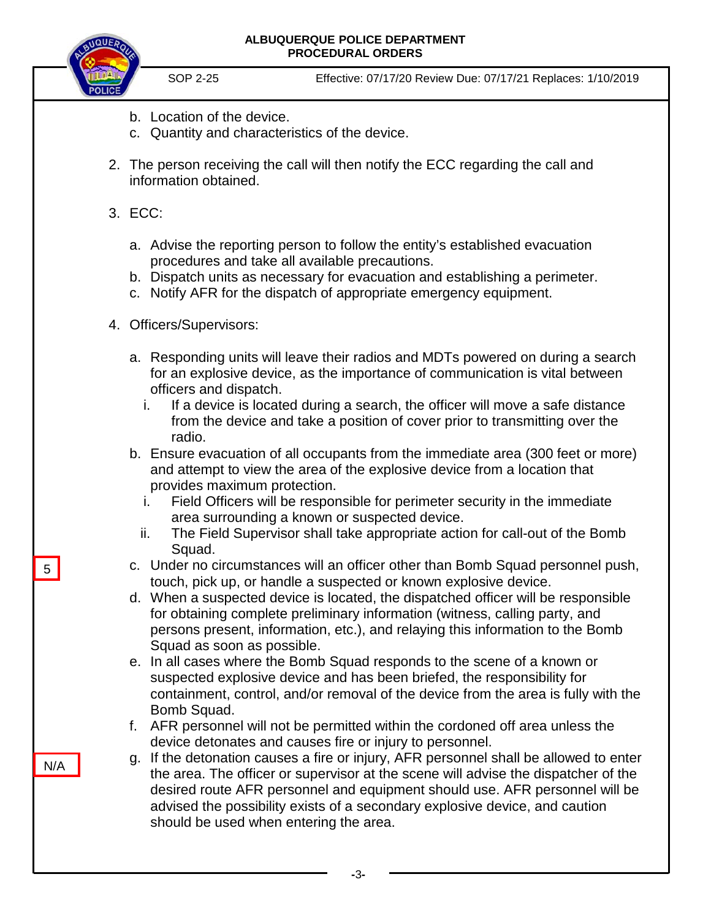b. Location of the device.
c. Quantity and characteristics of the device.

2. The person receiving the call will then notify the ECC regarding the call and information obtained.

3. ECC:

   a. Advise the reporting person to follow the entity's established evacuation procedures and take all available precautions.
   b. Dispatch units as necessary for evacuation and establishing a perimeter.
   c. Notify AFR for the dispatch of appropriate emergency equipment.

4. Officers/Supervisors:

   a. Responding units will leave their radios and MDTs powered on during a search for an explosive device, as the importance of communication is vital between officers and dispatch.
      i. If a device is located during a search, the officer will move a safe distance from the device and take a position of cover prior to transmitting over the radio.
   b. Ensure evacuation of all occupants from the immediate area (300 feet or more) and attempt to view the area of the explosive device from a location that provides maximum protection.
      i. Field Officers will be responsible for perimeter security in the immediate area surrounding a known or suspected device.
      ii. The Field Supervisor shall take appropriate action for call-out of the Bomb Squad.

5

   c. Under no circumstances will an officer other than Bomb Squad personnel push, touch, pick up, or handle a suspected or known explosive device.
   d. When a suspected device is located, the dispatched officer will be responsible for obtaining complete preliminary information (witness, calling party, and persons present, information, etc.), and relaying this information to the Bomb Squad as soon as possible.
   e. In all cases where the Bomb Squad responds to the scene of a known or suspected explosive device and has been briefed, the responsibility for containment, control, and/or removal of the device from the area is fully with the Bomb Squad.
   f. AFR personnel will not be permitted within the cordoned off area unless the device detonates and causes fire or injury to personnel.

N/A

   g. If the detonation causes a fire or injury, AFR personnel shall be allowed to enter the area. The officer or supervisor at the scene will advise the dispatcher of the desired route AFR personnel and equipment should use. AFR personnel will be advised the possibility exists of a secondary explosive device, and caution should be used when entering the area.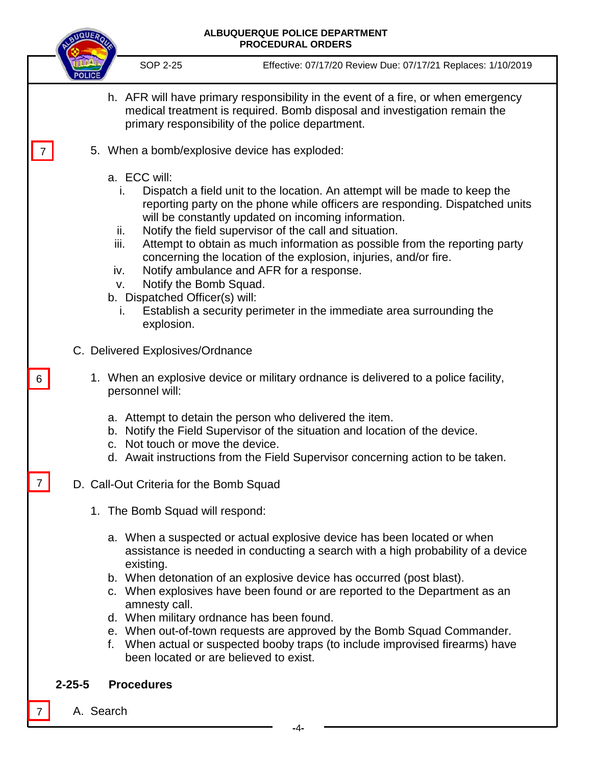h. AFR will have primary responsibility in the event of a fire, or when emergency medical treatment is required. Bomb disposal and investigation remain the primary responsibility of the police department.

7

5. When a bomb/explosive device has exploded:

   a. ECC will:
      i. Dispatch a field unit to the location. An attempt will be made to keep the reporting party on the phone while officers are responding. Dispatched units will be constantly updated on incoming information.
      ii. Notify the field supervisor of the call and situation.
      iii. Attempt to obtain as much information as possible from the reporting party concerning the location of the explosion, injuries, and/or fire.
      iv. Notify ambulance and AFR for a response.
      v. Notify the Bomb Squad.
   b. Dispatched Officer(s) will:
      i. Establish a security perimeter in the immediate area surrounding the explosion.

C. Delivered Explosives/Ordnance

6

1. When an explosive device or military ordnance is delivered to a police facility, personnel will:

   a. Attempt to detain the person who delivered the item.
   b. Notify the Field Supervisor of the situation and location of the device.
   c. Not touch or move the device.
   d. Await instructions from the Field Supervisor concerning action to be taken.

7

D. Call-Out Criteria for the Bomb Squad

1. The Bomb Squad will respond:

   a. When a suspected or actual explosive device has been located or when assistance is needed in conducting a search with a high probability of a device existing.
   b. When detonation of an explosive device has occurred (post blast).
   c. When explosives have been found or are reported to the Department as an amnesty call.
   d. When military ordnance has been found.
   e. When out-of-town requests are approved by the Bomb Squad Commander.
   f. When actual or suspected booby traps (to include improvised firearms) have been located or are believed to exist.

## 2-25-5 Procedures

7

A. Search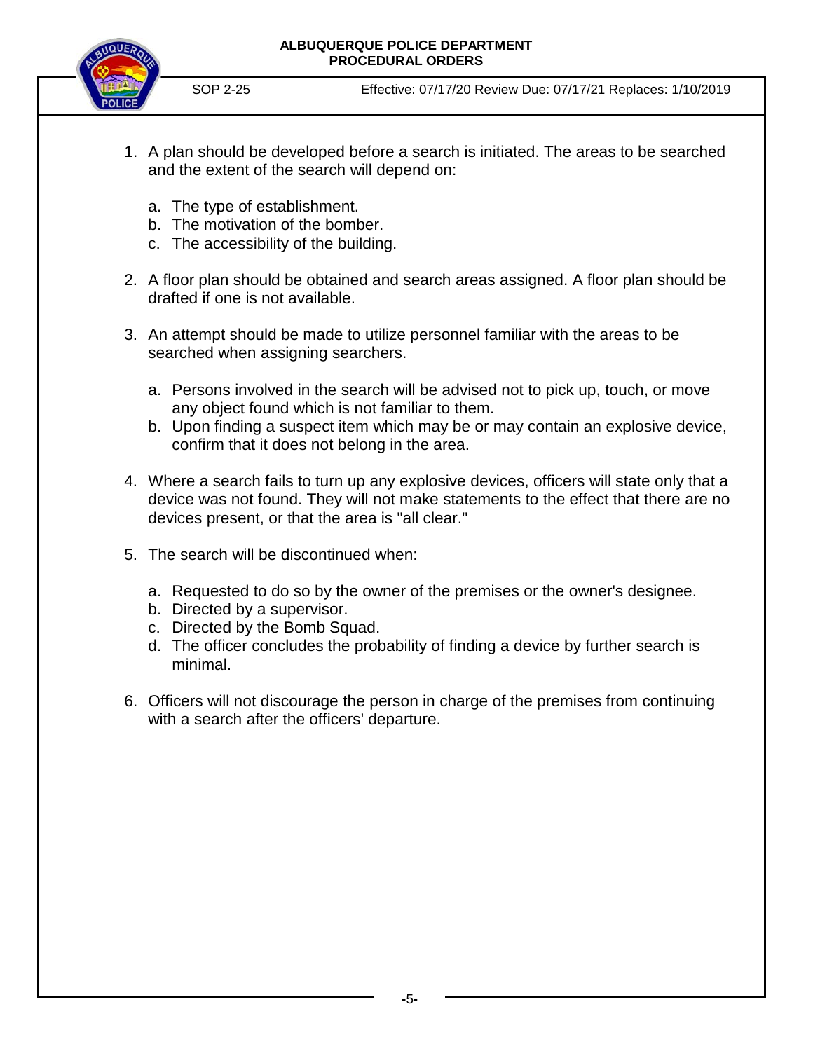1. A plan should be developed before a search is initiated. The areas to be searched and the extent of the search will depend on:

   a. The type of establishment.
   b. The motivation of the bomber.
   c. The accessibility of the building.

2. A floor plan should be obtained and search areas assigned. A floor plan should be drafted if one is not available.

3. An attempt should be made to utilize personnel familiar with the areas to be searched when assigning searchers.

   a. Persons involved in the search will be advised not to pick up, touch, or move any object found which is not familiar to them.
   b. Upon finding a suspect item which may be or may contain an explosive device, confirm that it does not belong in the area.

4. Where a search fails to turn up any explosive devices, officers will state only that a device was not found. They will not make statements to the effect that there are no devices present, or that the area is "all clear."

5. The search will be discontinued when:

   a. Requested to do so by the owner of the premises or the owner's designee.
   b. Directed by a supervisor.
   c. Directed by the Bomb Squad.
   d. The officer concludes the probability of finding a device by further search is minimal.

6. Officers will not discourage the person in charge of the premises from continuing with a search after the officers' departure.